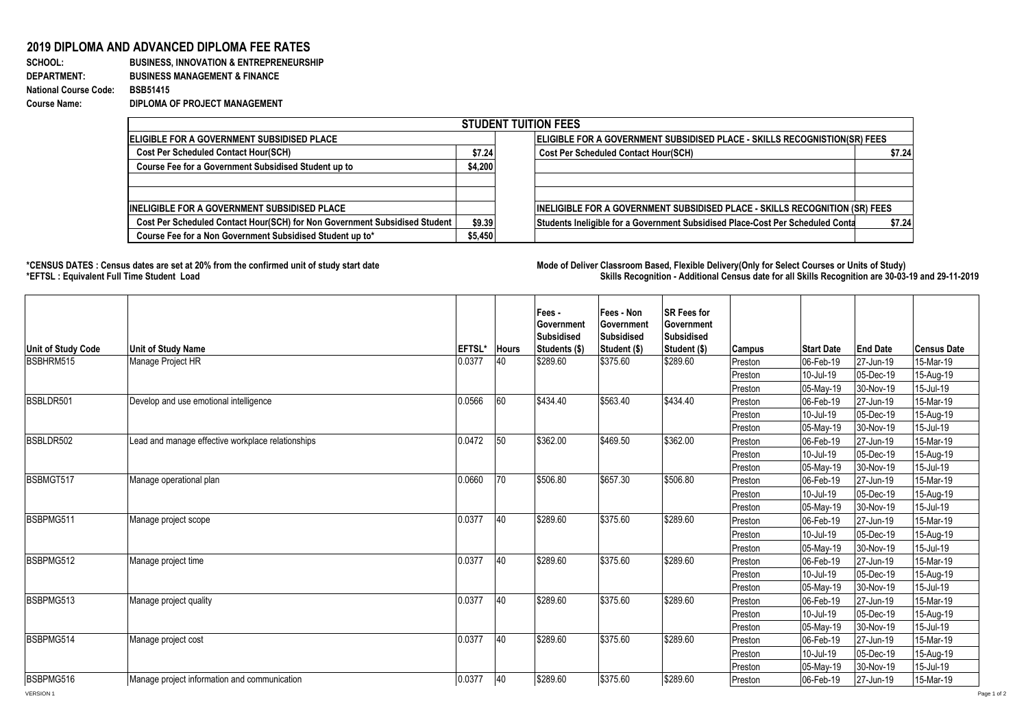# 2019 DIPLOMA AND ADVANCED DIPLOMA FEE RATES

**SCHOOL:** BUSINESS, INNOVATION & ENTREPRENEURSHIP
**DEPARTMENT:** BUSINESS MANAGEMENT & FINANCE
**National Course Code:** BSB51415
**Course Name:** DIPLOMA OF PROJECT MANAGEMENT

| STUDENT TUITION FEES | | | |
|---|---|---|---|
| **ELIGIBLE FOR A GOVERNMENT SUBSIDISED PLACE** | | **ELIGIBLE FOR A GOVERNMENT SUBSIDISED PLACE - SKILLS RECOGNISTION(SR) FEES** | |
| Cost Per Scheduled Contact Hour(SCH) | $7.24 | Cost Per Scheduled Contact Hour(SCH) | $7.24 |
| Course Fee for a Government Subsidised Student up to | $4,200 | | |
| | | | |
| | | | |
| **INELIGIBLE FOR A GOVERNMENT SUBSIDISED PLACE** | | **INELIGIBLE FOR A GOVERNMENT SUBSIDISED PLACE - SKILLS RECOGNITION (SR) FEES** | |
| Cost Per Scheduled Contact Hour(SCH) for Non Government Subsidised Student | $9.39 | Students Ineligible for a Government Subsidised Place-Cost Per Scheduled Conta | $7.24 |
| Course Fee for a Non Government Subsidised Student up to* | $5,450 | | |

**\*CENSUS DATES : Census dates are set at 20% from the confirmed unit of study start date**
**\*EFTSL : Equivalent Full Time Student Load**

**Mode of Deliver Classroom Based, Flexible Delivery(Only for Select Courses or Units of Study)**
**Skills Recognition - Additional Census date for all Skills Recognition are 30-03-19 and 29-11-2019**

| Unit of Study Code | Unit of Study Name | EFTSL* | Hours | Fees - Government Subsidised Students ($) | Fees - Non Government Subsidised Student ($) | SR Fees for Government Subsidised Student ($) | Campus | Start Date | End Date | Census Date |
|---|---|---|---|---|---|---|---|---|---|---|
| BSBHRM515 | Manage Project HR | 0.0377 | 40 | $289.60 | $375.60 | $289.60 | Preston | 06-Feb-19 | 27-Jun-19 | 15-Mar-19 |
| | | | | | | | Preston | 10-Jul-19 | 05-Dec-19 | 15-Aug-19 |
| | | | | | | | Preston | 05-May-19 | 30-Nov-19 | 15-Jul-19 |
| BSBLDR501 | Develop and use emotional intelligence | 0.0566 | 60 | $434.40 | $563.40 | $434.40 | Preston | 06-Feb-19 | 27-Jun-19 | 15-Mar-19 |
| | | | | | | | Preston | 10-Jul-19 | 05-Dec-19 | 15-Aug-19 |
| | | | | | | | Preston | 05-May-19 | 30-Nov-19 | 15-Jul-19 |
| BSBLDR502 | Lead and manage effective workplace relationships | 0.0472 | 50 | $362.00 | $469.50 | $362.00 | Preston | 06-Feb-19 | 27-Jun-19 | 15-Mar-19 |
| | | | | | | | Preston | 10-Jul-19 | 05-Dec-19 | 15-Aug-19 |
| | | | | | | | Preston | 05-May-19 | 30-Nov-19 | 15-Jul-19 |
| BSBMGT517 | Manage operational plan | 0.0660 | 70 | $506.80 | $657.30 | $506.80 | Preston | 06-Feb-19 | 27-Jun-19 | 15-Mar-19 |
| | | | | | | | Preston | 10-Jul-19 | 05-Dec-19 | 15-Aug-19 |
| | | | | | | | Preston | 05-May-19 | 30-Nov-19 | 15-Jul-19 |
| BSBPMG511 | Manage project scope | 0.0377 | 40 | $289.60 | $375.60 | $289.60 | Preston | 06-Feb-19 | 27-Jun-19 | 15-Mar-19 |
| | | | | | | | Preston | 10-Jul-19 | 05-Dec-19 | 15-Aug-19 |
| | | | | | | | Preston | 05-May-19 | 30-Nov-19 | 15-Jul-19 |
| BSBPMG512 | Manage project time | 0.0377 | 40 | $289.60 | $375.60 | $289.60 | Preston | 06-Feb-19 | 27-Jun-19 | 15-Mar-19 |
| | | | | | | | Preston | 10-Jul-19 | 05-Dec-19 | 15-Aug-19 |
| | | | | | | | Preston | 05-May-19 | 30-Nov-19 | 15-Jul-19 |
| BSBPMG513 | Manage project quality | 0.0377 | 40 | $289.60 | $375.60 | $289.60 | Preston | 06-Feb-19 | 27-Jun-19 | 15-Mar-19 |
| | | | | | | | Preston | 10-Jul-19 | 05-Dec-19 | 15-Aug-19 |
| | | | | | | | Preston | 05-May-19 | 30-Nov-19 | 15-Jul-19 |
| BSBPMG514 | Manage project cost | 0.0377 | 40 | $289.60 | $375.60 | $289.60 | Preston | 06-Feb-19 | 27-Jun-19 | 15-Mar-19 |
| | | | | | | | Preston | 10-Jul-19 | 05-Dec-19 | 15-Aug-19 |
| | | | | | | | Preston | 05-May-19 | 30-Nov-19 | 15-Jul-19 |
| BSBPMG516 | Manage project information and communication | 0.0377 | 40 | $289.60 | $375.60 | $289.60 | Preston | 06-Feb-19 | 27-Jun-19 | 15-Mar-19 |

VERSION 1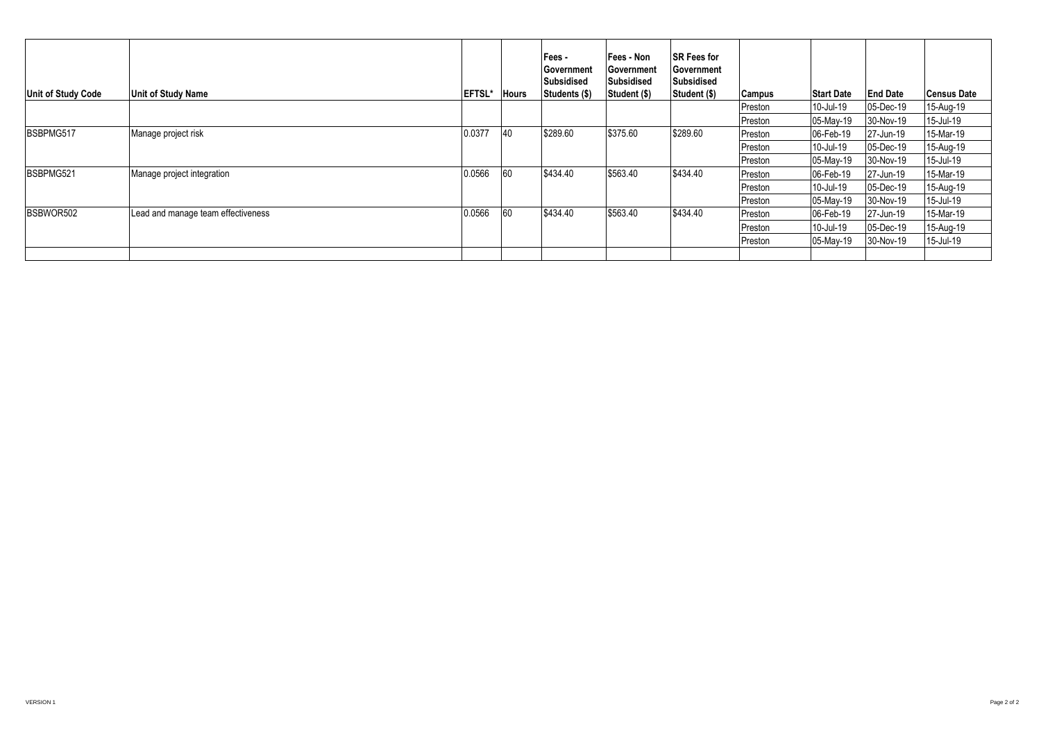| Unit of Study Code | Unit of Study Name | EFTSL* | Hours | Fees - Government Subsidised Students ($) | Fees - Non Government Subsidised Student ($) | SR Fees for Government Subsidised Student ($) | Campus | Start Date | End Date | Census Date |
|---|---|---|---|---|---|---|---|---|---|---|
| | | | | | | | Preston | 10-Jul-19 | 05-Dec-19 | 15-Aug-19 |
| | | | | | | | Preston | 05-May-19 | 30-Nov-19 | 15-Jul-19 |
| BSBPMG517 | Manage project risk | 0.0377 | 40 | $289.60 | $375.60 | $289.60 | Preston | 06-Feb-19 | 27-Jun-19 | 15-Mar-19 |
| | | | | | | | Preston | 10-Jul-19 | 05-Dec-19 | 15-Aug-19 |
| | | | | | | | Preston | 05-May-19 | 30-Nov-19 | 15-Jul-19 |
| BSBPMG521 | Manage project integration | 0.0566 | 60 | $434.40 | $563.40 | $434.40 | Preston | 06-Feb-19 | 27-Jun-19 | 15-Mar-19 |
| | | | | | | | Preston | 10-Jul-19 | 05-Dec-19 | 15-Aug-19 |
| | | | | | | | Preston | 05-May-19 | 30-Nov-19 | 15-Jul-19 |
| BSBWOR502 | Lead and manage team effectiveness | 0.0566 | 60 | $434.40 | $563.40 | $434.40 | Preston | 06-Feb-19 | 27-Jun-19 | 15-Mar-19 |
| | | | | | | | Preston | 10-Jul-19 | 05-Dec-19 | 15-Aug-19 |
| | | | | | | | Preston | 05-May-19 | 30-Nov-19 | 15-Jul-19 |
| | | | | | | | | | | |

VERSION 1